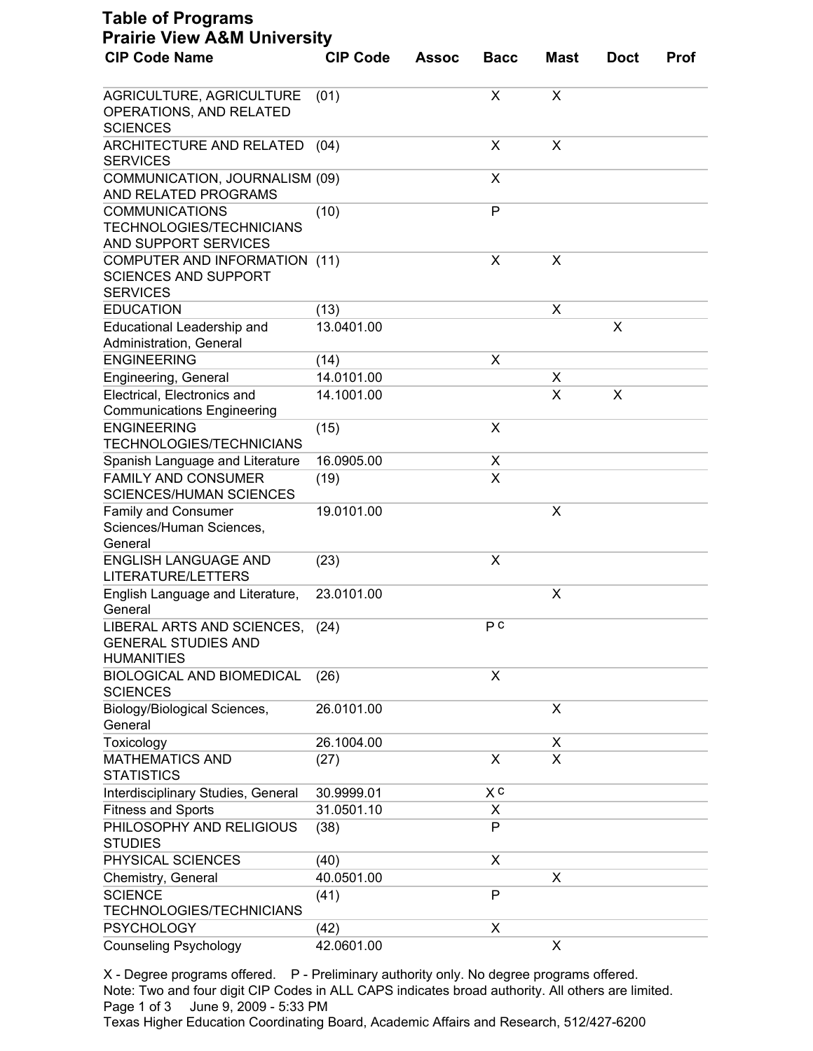# Table of Programs
## Prairie View A&M University

| CIP Code Name | CIP Code | Assoc | Bacc | Mast | Doct | Prof |
|---|---|---|---|---|---|---|
| AGRICULTURE, AGRICULTURE OPERATIONS, AND RELATED SCIENCES | (01) | | X | X | | |
| ARCHITECTURE AND RELATED SERVICES | (04) | | X | X | | |
| COMMUNICATION, JOURNALISM AND RELATED PROGRAMS | (09) | | X | | | |
| COMMUNICATIONS TECHNOLOGIES/TECHNICIANS AND SUPPORT SERVICES | (10) | | P | | | |
| COMPUTER AND INFORMATION SCIENCES AND SUPPORT SERVICES | (11) | | X | X | | |
| EDUCATION | (13) | | | X | | |
| Educational Leadership and Administration, General | 13.0401.00 | | | | X | |
| ENGINEERING | (14) | | X | | | |
| Engineering, General | 14.0101.00 | | | X | | |
| Electrical, Electronics and Communications Engineering | 14.1001.00 | | | X | X | |
| ENGINEERING TECHNOLOGIES/TECHNICIANS | (15) | | X | | | |
| Spanish Language and Literature | 16.0905.00 | | X | | | |
| FAMILY AND CONSUMER SCIENCES/HUMAN SCIENCES | (19) | | X | | | |
| Family and Consumer Sciences/Human Sciences, General | 19.0101.00 | | | X | | |
| ENGLISH LANGUAGE AND LITERATURE/LETTERS | (23) | | X | | | |
| English Language and Literature, General | 23.0101.00 | | | X | | |
| LIBERAL ARTS AND SCIENCES, GENERAL STUDIES AND HUMANITIES | (24) | | P C | | | |
| BIOLOGICAL AND BIOMEDICAL SCIENCES | (26) | | X | | | |
| Biology/Biological Sciences, General | 26.0101.00 | | | X | | |
| Toxicology | 26.1004.00 | | | X | | |
| MATHEMATICS AND STATISTICS | (27) | | X | X | | |
| Interdisciplinary Studies, General | 30.9999.01 | | X C | | | |
| Fitness and Sports | 31.0501.10 | | X | | | |
| PHILOSOPHY AND RELIGIOUS STUDIES | (38) | | P | | | |
| PHYSICAL SCIENCES | (40) | | X | | | |
| Chemistry, General | 40.0501.00 | | | X | | |
| SCIENCE TECHNOLOGIES/TECHNICIANS | (41) | | P | | | |
| PSYCHOLOGY | (42) | | X | | | |
| Counseling Psychology | 42.0601.00 | | | X | | |

X - Degree programs offered. P - Preliminary authority only. No degree programs offered.
Note: Two and four digit CIP Codes in ALL CAPS indicates broad authority. All others are limited.
June 9, 2009 - 5:33 PM
Texas Higher Education Coordinating Board, Academic Affairs and Research, 512/427-6200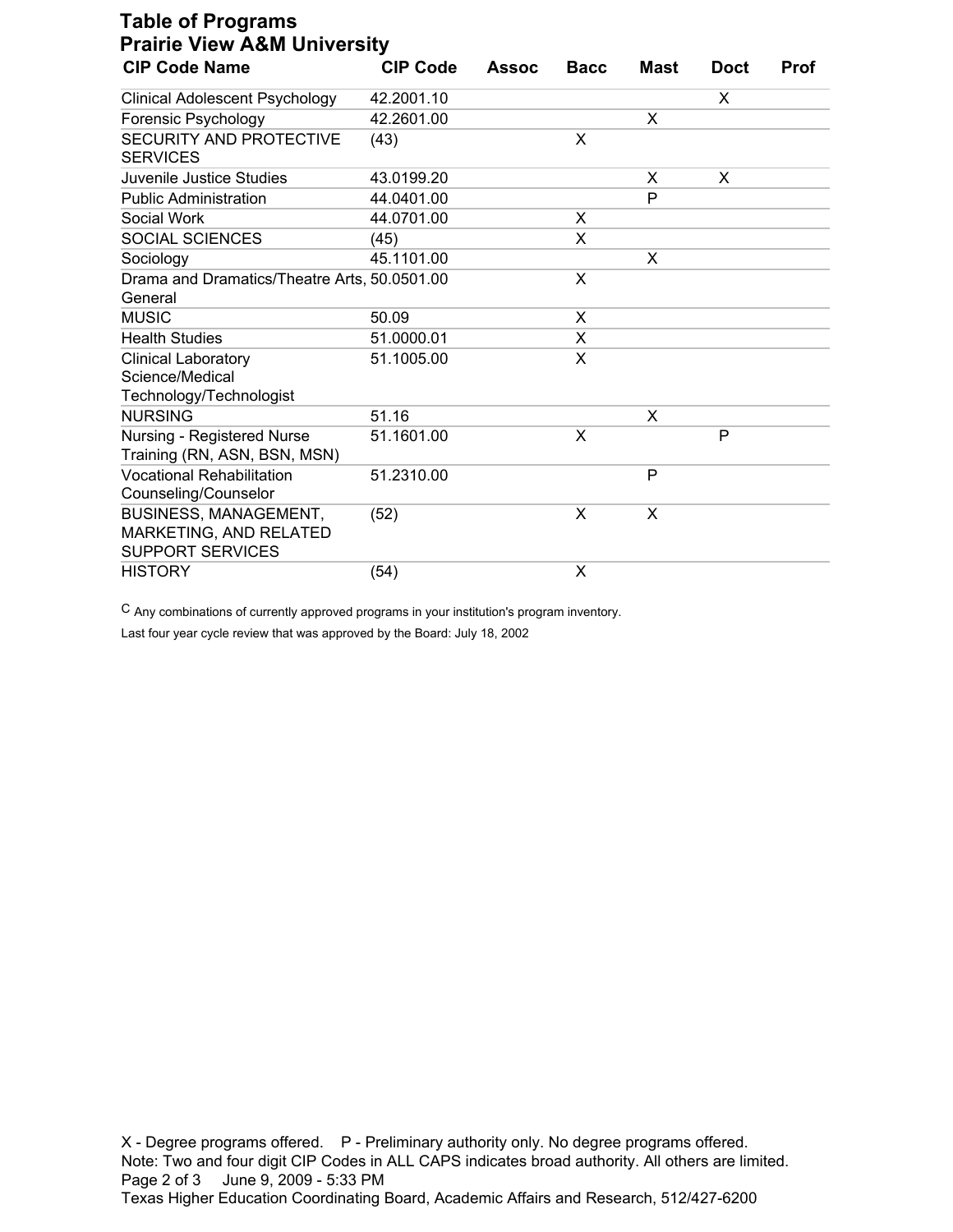# Table of Programs
## Prairie View A&M University

| CIP Code Name | CIP Code | Assoc | Bacc | Mast | Doct | Prof |
|---|---|---|---|---|---|---|
| Clinical Adolescent Psychology | 42.2001.10 | | | | X | |
| Forensic Psychology | 42.2601.00 | | | X | | |
| SECURITY AND PROTECTIVE SERVICES | (43) | | X | | | |
| Juvenile Justice Studies | 43.0199.20 | | | X | X | |
| Public Administration | 44.0401.00 | | | P | | |
| Social Work | 44.0701.00 | | X | | | |
| SOCIAL SCIENCES | (45) | | X | | | |
| Sociology | 45.1101.00 | | | X | | |
| Drama and Dramatics/Theatre Arts, General | 50.0501.00 | | X | | | |
| MUSIC | 50.09 | | X | | | |
| Health Studies | 51.0000.01 | | X | | | |
| Clinical Laboratory Science/Medical Technology/Technologist | 51.1005.00 | | X | | | |
| NURSING | 51.16 | | | X | | |
| Nursing - Registered Nurse Training (RN, ASN, BSN, MSN) | 51.1601.00 | | X | | P | |
| Vocational Rehabilitation Counseling/Counselor | 51.2310.00 | | | P | | |
| BUSINESS, MANAGEMENT, MARKETING, AND RELATED SUPPORT SERVICES | (52) | | X | X | | |
| HISTORY | (54) | | X | | | |

C Any combinations of currently approved programs in your institution's program inventory.

Last four year cycle review that was approved by the Board: July 18, 2002

X - Degree programs offered. P - Preliminary authority only. No degree programs offered.
Note: Two and four digit CIP Codes in ALL CAPS indicates broad authority. All others are limited.

June 9, 2009 - 5:33 PM
Texas Higher Education Coordinating Board, Academic Affairs and Research, 512/427-6200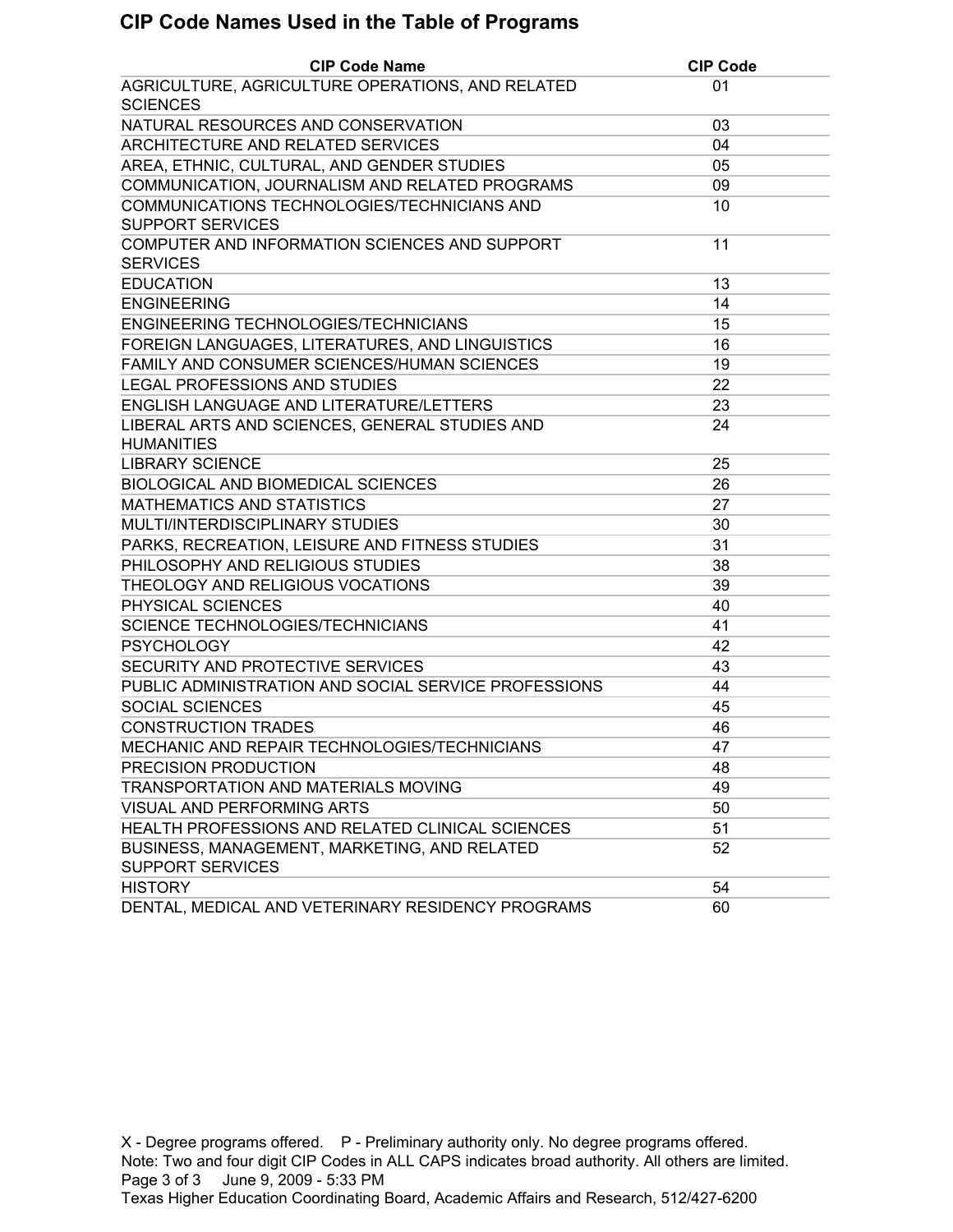## CIP Code Names Used in the Table of Programs

| CIP Code Name | CIP Code |
|---|---|
| AGRICULTURE, AGRICULTURE OPERATIONS, AND RELATED SCIENCES | 01 |
| NATURAL RESOURCES AND CONSERVATION | 03 |
| ARCHITECTURE AND RELATED SERVICES | 04 |
| AREA, ETHNIC, CULTURAL, AND GENDER STUDIES | 05 |
| COMMUNICATION, JOURNALISM AND RELATED PROGRAMS | 09 |
| COMMUNICATIONS TECHNOLOGIES/TECHNICIANS AND SUPPORT SERVICES | 10 |
| COMPUTER AND INFORMATION SCIENCES AND SUPPORT SERVICES | 11 |
| EDUCATION | 13 |
| ENGINEERING | 14 |
| ENGINEERING TECHNOLOGIES/TECHNICIANS | 15 |
| FOREIGN LANGUAGES, LITERATURES, AND LINGUISTICS | 16 |
| FAMILY AND CONSUMER SCIENCES/HUMAN SCIENCES | 19 |
| LEGAL PROFESSIONS AND STUDIES | 22 |
| ENGLISH LANGUAGE AND LITERATURE/LETTERS | 23 |
| LIBERAL ARTS AND SCIENCES, GENERAL STUDIES AND HUMANITIES | 24 |
| LIBRARY SCIENCE | 25 |
| BIOLOGICAL AND BIOMEDICAL SCIENCES | 26 |
| MATHEMATICS AND STATISTICS | 27 |
| MULTI/INTERDISCIPLINARY STUDIES | 30 |
| PARKS, RECREATION, LEISURE AND FITNESS STUDIES | 31 |
| PHILOSOPHY AND RELIGIOUS STUDIES | 38 |
| THEOLOGY AND RELIGIOUS VOCATIONS | 39 |
| PHYSICAL SCIENCES | 40 |
| SCIENCE TECHNOLOGIES/TECHNICIANS | 41 |
| PSYCHOLOGY | 42 |
| SECURITY AND PROTECTIVE SERVICES | 43 |
| PUBLIC ADMINISTRATION AND SOCIAL SERVICE PROFESSIONS | 44 |
| SOCIAL SCIENCES | 45 |
| CONSTRUCTION TRADES | 46 |
| MECHANIC AND REPAIR TECHNOLOGIES/TECHNICIANS | 47 |
| PRECISION PRODUCTION | 48 |
| TRANSPORTATION AND MATERIALS MOVING | 49 |
| VISUAL AND PERFORMING ARTS | 50 |
| HEALTH PROFESSIONS AND RELATED CLINICAL SCIENCES | 51 |
| BUSINESS, MANAGEMENT, MARKETING, AND RELATED SUPPORT SERVICES | 52 |
| HISTORY | 54 |
| DENTAL, MEDICAL AND VETERINARY RESIDENCY PROGRAMS | 60 |

X - Degree programs offered. P - Preliminary authority only. No degree programs offered.
Note: Two and four digit CIP Codes in ALL CAPS indicates broad authority. All others are limited.

June 9, 2009 - 5:33 PM
Texas Higher Education Coordinating Board, Academic Affairs and Research, 512/427-6200